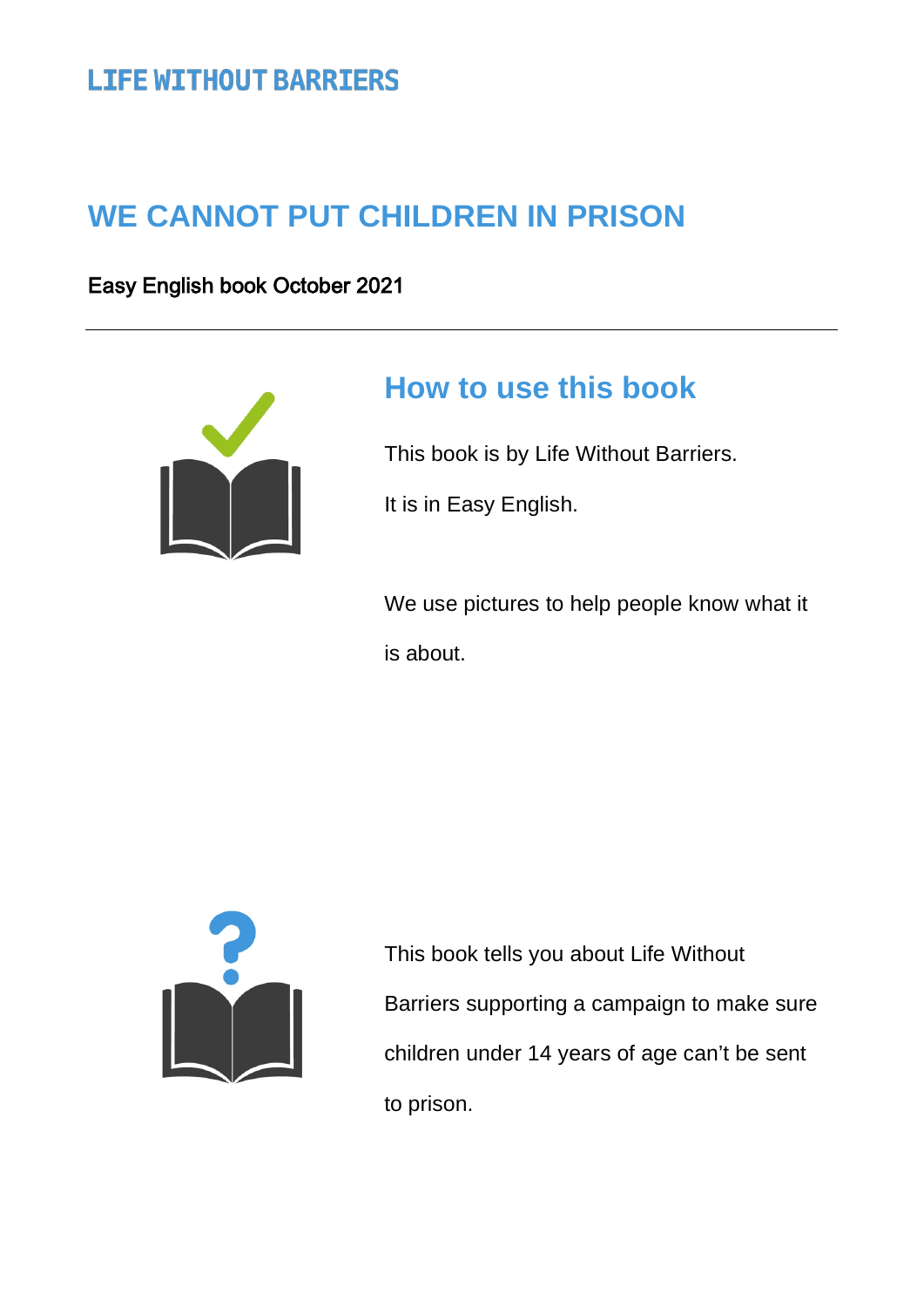LIFE WITHOUT BARRIERS

# WE CANNOT PUT CHILDREN IN PRISON

Easy English book October 2021

---

## How to use this book

This book is by Life Without Barriers.

It is in Easy English.

We use pictures to help people know what it is about.

This book tells you about Life Without Barriers supporting a campaign to make sure children under 14 years of age can't be sent to prison.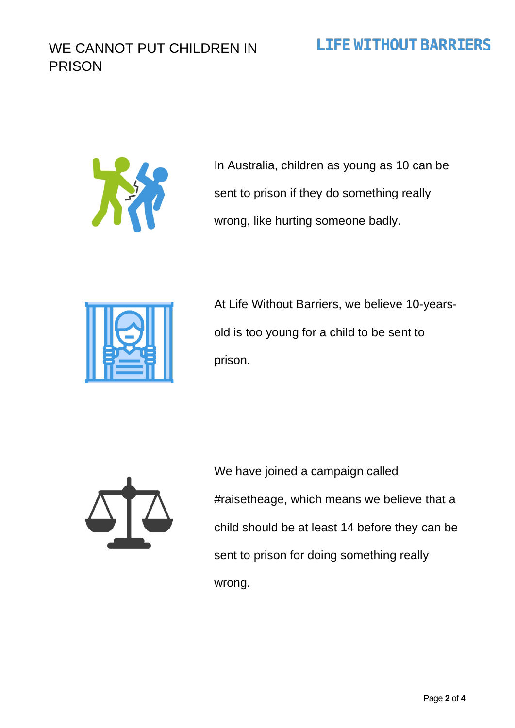# WE CANNOT PUT CHILDREN IN PRISON

LIFE WITHOUT BARRIERS

In Australia, children as young as 10 can be sent to prison if they do something really wrong, like hurting someone badly.

At Life Without Barriers, we believe 10-years-old is too young for a child to be sent to prison.

We have joined a campaign called #raisetheage, which means we believe that a child should be at least 14 before they can be sent to prison for doing something really wrong.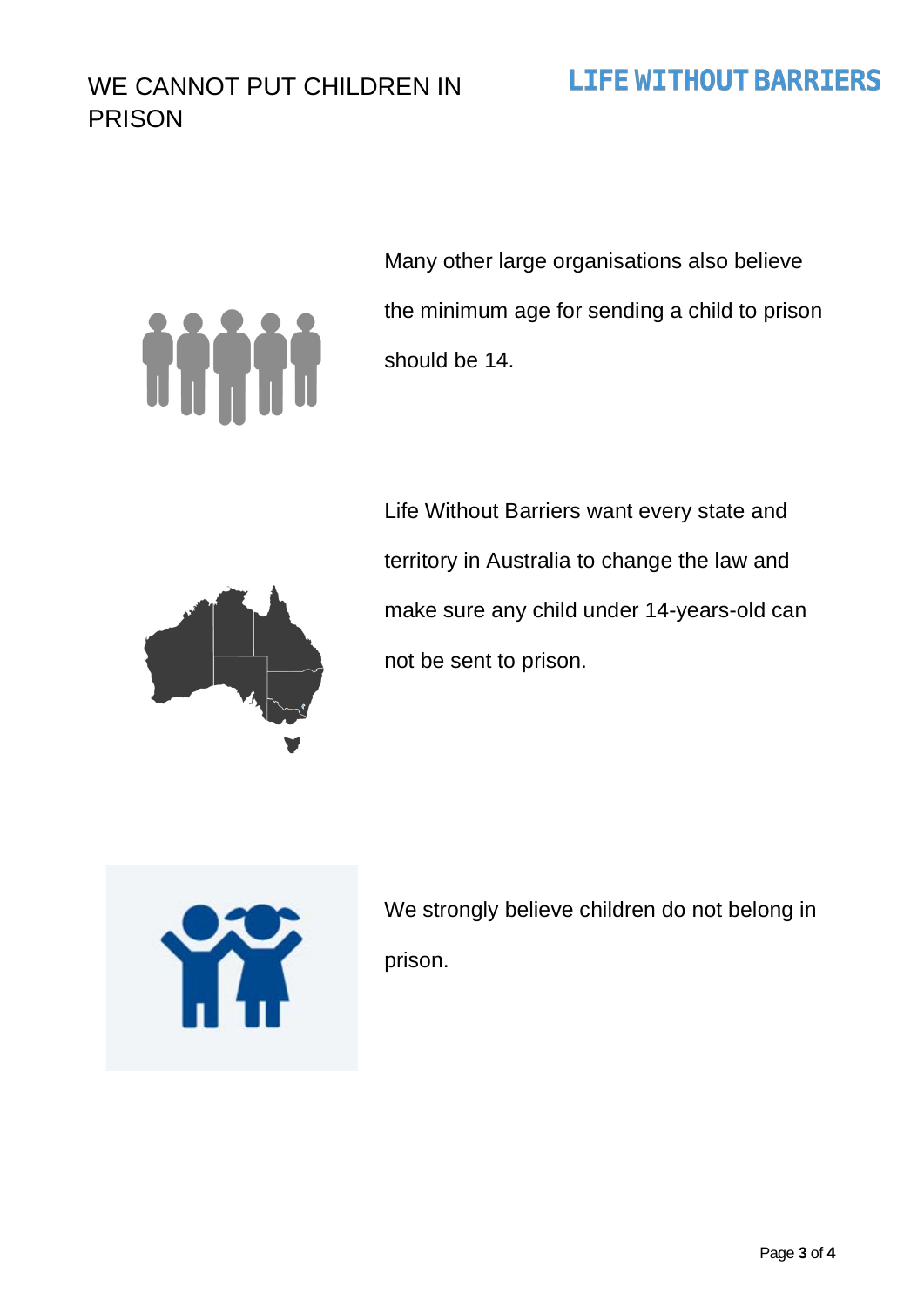# WE CANNOT PUT CHILDREN IN PRISON

Many other large organisations also believe the minimum age for sending a child to prison should be 14.

Life Without Barriers want every state and territory in Australia to change the law and make sure any child under 14-years-old can not be sent to prison.

We strongly believe children do not belong in prison.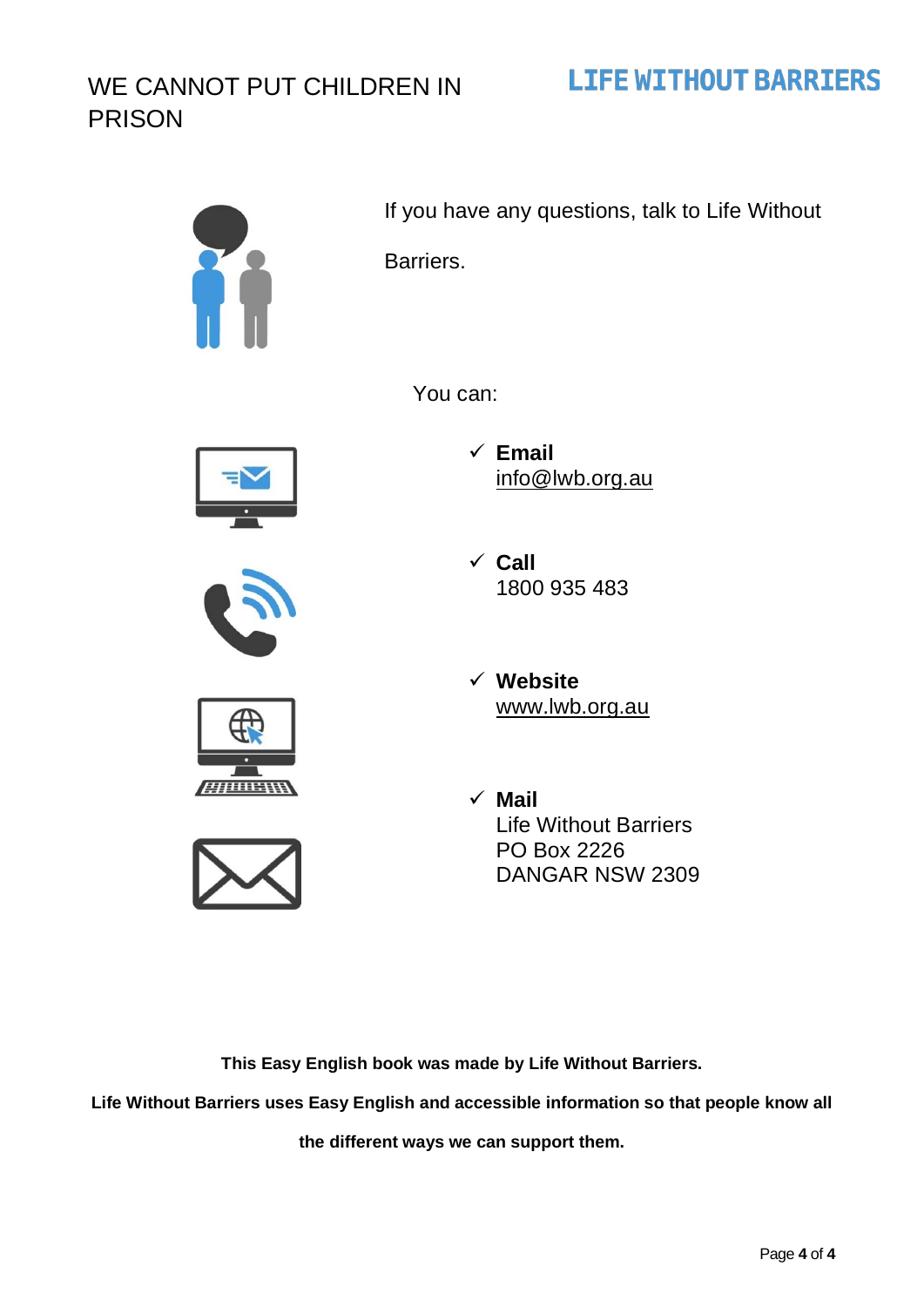If you have any questions, talk to Life Without Barriers.

You can:

- **Email**
  info@lwb.org.au

- **Call**
  1800 935 483

- **Website**
  www.lwb.org.au

- **Mail**
  Life Without Barriers
  PO Box 2226
  DANGAR NSW 2309

**This Easy English book was made by Life Without Barriers.**

**Life Without Barriers uses Easy English and accessible information so that people know all the different ways we can support them.**